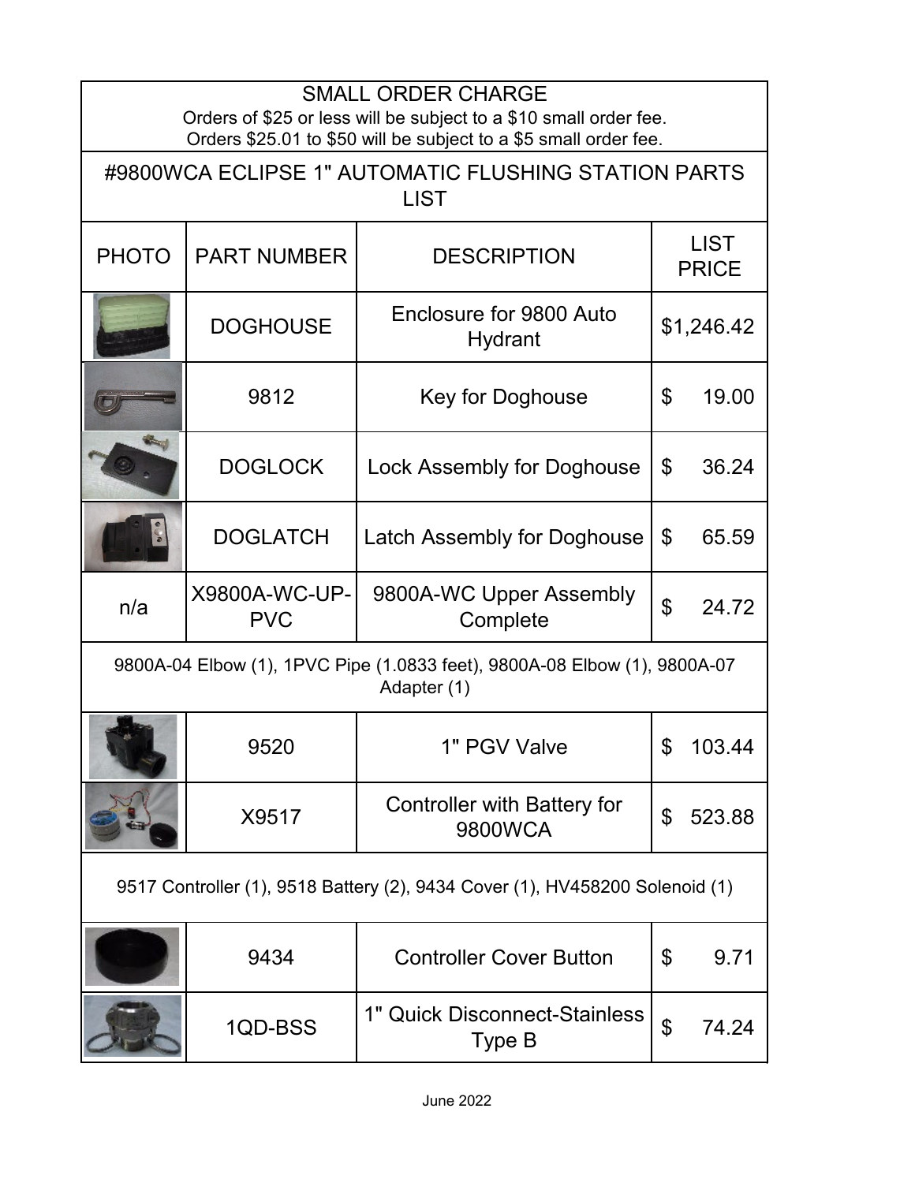## SMALL ORDER CHARGE

Orders of $25 or less will be subject to a $10 small order fee.
Orders $25.01 to $50 will be subject to a $5 small order fee.

## #9800WCA ECLIPSE 1" AUTOMATIC FLUSHING STATION PARTS LIST

| PHOTO | PART NUMBER | DESCRIPTION | LIST PRICE |
| --- | --- | --- | --- |
| | DOGHOUSE | Enclosure for 9800 Auto Hydrant | $1,246.42 |
| | 9812 | Key for Doghouse | $ 19.00 |
| | DOGLOCK | Lock Assembly for Doghouse | $ 36.24 |
| | DOGLATCH | Latch Assembly for Doghouse | $ 65.59 |
| n/a | X9800A-WC-UP-PVC | 9800A-WC Upper Assembly Complete | $ 24.72 |
| 9800A-04 Elbow (1), 1PVC Pipe (1.0833 feet), 9800A-08 Elbow (1), 9800A-07 Adapter (1) | | | |
| | 9520 | 1" PGV Valve | $ 103.44 |
| | X9517 | Controller with Battery for 9800WCA | $ 523.88 |
| 9517 Controller (1), 9518 Battery (2), 9434 Cover (1), HV458200 Solenoid (1) | | | |
| | 9434 | Controller Cover Button | $ 9.71 |
| | 1QD-BSS | 1" Quick Disconnect-Stainless Type B | $ 74.24 |

June 2022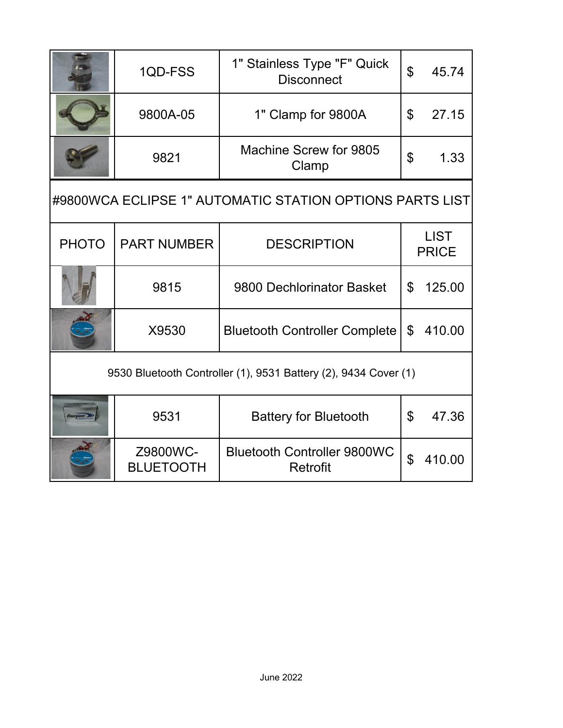| | | | |
|---|---|---|---|
| | 1QD-FSS | 1" Stainless Type "F" Quick Disconnect | $ 45.74 |
| | 9800A-05 | 1" Clamp for 9800A | $ 27.15 |
| | 9821 | Machine Screw for 9805 Clamp | $ 1.33 |

## #9800WCA ECLIPSE 1" AUTOMATIC STATION OPTIONS PARTS LIST

| PHOTO | PART NUMBER | DESCRIPTION | LIST PRICE |
|---|---|---|---|
| | 9815 | 9800 Dechlorinator Basket | $ 125.00 |
| | X9530 | Bluetooth Controller Complete | $ 410.00 |
| 9530 Bluetooth Controller (1), 9531 Battery (2), 9434 Cover (1) | | | |
| | 9531 | Battery for Bluetooth | $ 47.36 |
| | Z9800WC-BLUETOOTH | Bluetooth Controller 9800WC Retrofit | $ 410.00 |

June 2022